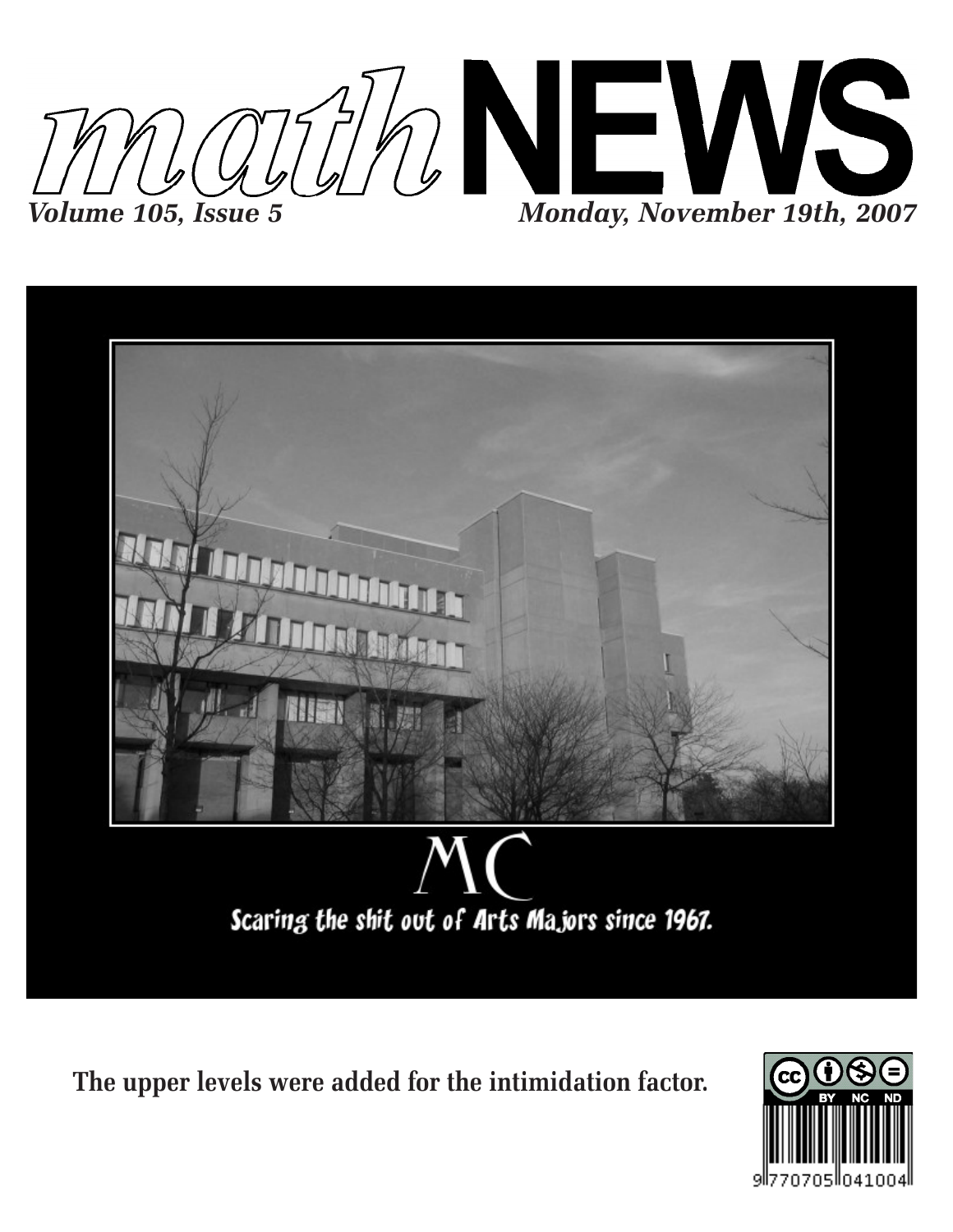# mathNEWS

*Volume 105, Issue 5* *Monday, November 19th, 2007*

MC

Scaring the shit out of Arts Majors since 1967.

**The upper levels were added for the intimidation factor.**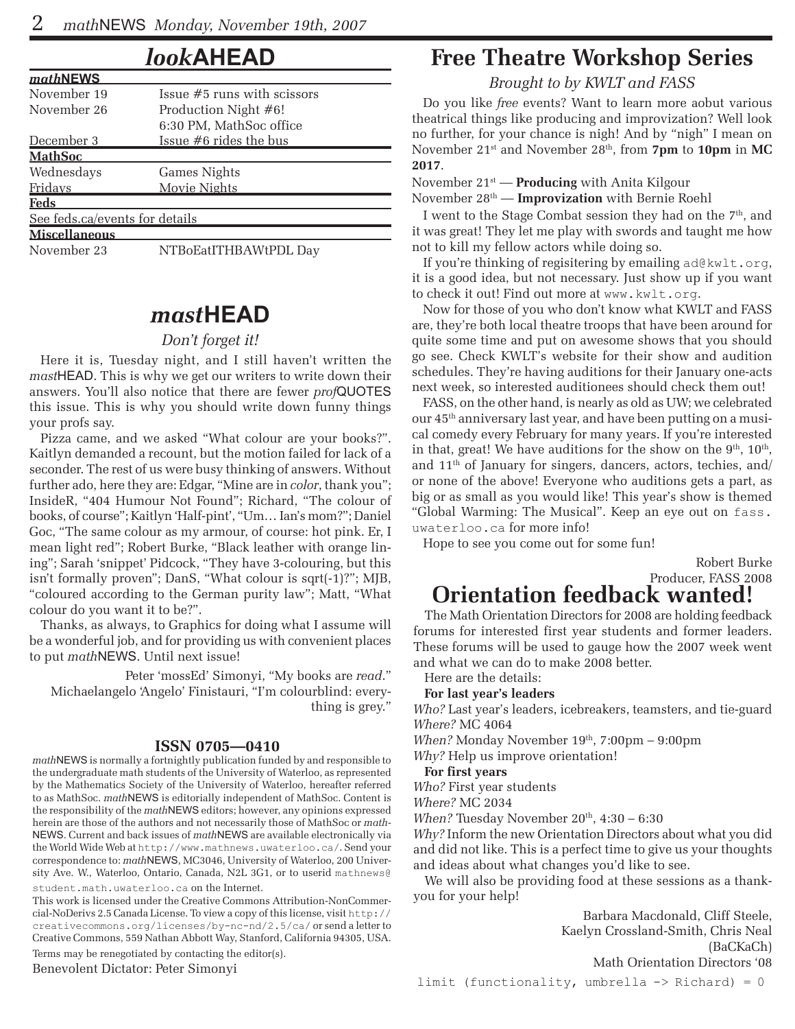# *look*AHEAD

| *math*NEWS | |
|---|---|
| November 19 | Issue #5 runs with scissors |
| November 26 | Production Night #6! 6:30 PM, MathSoc office |
| December 3 | Issue #6 rides the bus |
| **MathSoc** | |
| Wednesdays | Games Nights |
| Fridays | Movie Nights |
| **Feds** | |
| See feds.ca/events for details | |
| **Miscellaneous** | |
| November 23 | NTBoEatITHBAWtPDL Day |

# *mast*HEAD

*Don't forget it!*

Here it is, Tuesday night, and I still haven't written the *mast*HEAD. This is why we get our writers to write down their answers. You'll also notice that there are fewer *prof*QUOTES this issue. This is why you should write down funny things your profs say.

Pizza came, and we asked "What colour are your books?". Kaitlyn demanded a recount, but the motion failed for lack of a seconder. The rest of us were busy thinking of answers. Without further ado, here they are: Edgar, "Mine are in *color*, thank you"; InsideR, "404 Humour Not Found"; Richard, "The colour of books, of course"; Kaitlyn 'Half-pint', "Um… Ian's mom?"; Daniel Goc, "The same colour as my armour, of course: hot pink. Er, I mean light red"; Robert Burke, "Black leather with orange lining"; Sarah 'snippet' Pidcock, "They have 3-colouring, but this isn't formally proven"; DanS, "What colour is sqrt(-1)?"; MJB, "coloured according to the German purity law"; Matt, "What colour do you want it to be?".

Thanks, as always, to Graphics for doing what I assume will be a wonderful job, and for providing us with convenient places to put *math*NEWS. Until next issue!

Peter 'mossEd' Simonyi, "My books are *read*."
Michaelangelo 'Angelo' Finistauri, "I'm colourblind: everything is grey."

**ISSN 0705—0410**

*math*NEWS is normally a fortnightly publication funded by and responsible to the undergraduate math students of the University of Waterloo, as represented by the Mathematics Society of the University of Waterloo, hereafter referred to as MathSoc. *math*NEWS is editorially independent of MathSoc. Content is the responsibility of the *math*NEWS editors; however, any opinions expressed herein are those of the authors and not necessarily those of MathSoc or *math*NEWS. Current and back issues of *math*NEWS are available electronically via the World Wide Web at http://www.mathnews.uwaterloo.ca/. Send your correspondence to: *math*NEWS, MC3046, University of Waterloo, 200 University Ave. W., Waterloo, Ontario, Canada, N2L 3G1, or to userid mathnews@student.math.uwaterloo.ca on the Internet.

This work is licensed under the Creative Commons Attribution-NonCommercial-NoDerivs 2.5 Canada License. To view a copy of this license, visit http://creativecommons.org/licenses/by-nc-nd/2.5/ca/ or send a letter to Creative Commons, 559 Nathan Abbott Way, Stanford, California 94305, USA.

Terms may be renegotiated by contacting the editor(s).

Benevolent Dictator: Peter Simonyi

# Free Theatre Workshop Series

*Brought to by KWLT and FASS*

Do you like *free* events? Want to learn more aobut various theatrical things like producing and improvization? Well look no further, for your chance is nigh! And by "nigh" I mean on November 21st and November 28th, from **7pm** to **10pm** in **MC 2017**.

November 21st — **Producing** with Anita Kilgour
November 28th — **Improvization** with Bernie Roehl

I went to the Stage Combat session they had on the 7th, and it was great! They let me play with swords and taught me how not to kill my fellow actors while doing so.

If you're thinking of regisitering by emailing ad@kwlt.org, it is a good idea, but not necessary. Just show up if you want to check it out! Find out more at www.kwlt.org.

Now for those of you who don't know what KWLT and FASS are, they're both local theatre troops that have been around for quite some time and put on awesome shows that you should go see. Check KWLT's website for their show and audition schedules. They're having auditions for their January one-acts next week, so interested auditionees should check them out!

FASS, on the other hand, is nearly as old as UW; we celebrated our 45th anniversary last year, and have been putting on a musical comedy every February for many years. If you're interested in that, great! We have auditions for the show on the 9th, 10th, and 11th of January for singers, dancers, actors, techies, and/or none of the above! Everyone who auditions gets a part, as big or as small as you would like! This year's show is themed "Global Warming: The Musical". Keep an eye out on fass.uwaterloo.ca for more info!

Hope to see you come out for some fun!

Robert Burke
Producer, FASS 2008

# Orientation feedback wanted!

The Math Orientation Directors for 2008 are holding feedback forums for interested first year students and former leaders. These forums will be used to gauge how the 2007 week went and what we can do to make 2008 better.

Here are the details:

**For last year's leaders**

*Who?* Last year's leaders, icebreakers, teamsters, and tie-guard
*Where?* MC 4064
*When?* Monday November 19th, 7:00pm – 9:00pm
*Why?* Help us improve orientation!

**For first years**

*Who?* First year students
*Where?* MC 2034
*When?* Tuesday November 20th, 4:30 – 6:30
*Why?* Inform the new Orientation Directors about what you did and did not like. This is a perfect time to give us your thoughts and ideas about what changes you'd like to see.

We will also be providing food at these sessions as a thank-you for your help!

Barbara Macdonald, Cliff Steele,
Kaelyn Crossland-Smith, Chris Neal
(BaCKaCh)
Math Orientation Directors '08

limit (functionality, umbrella -> Richard) = 0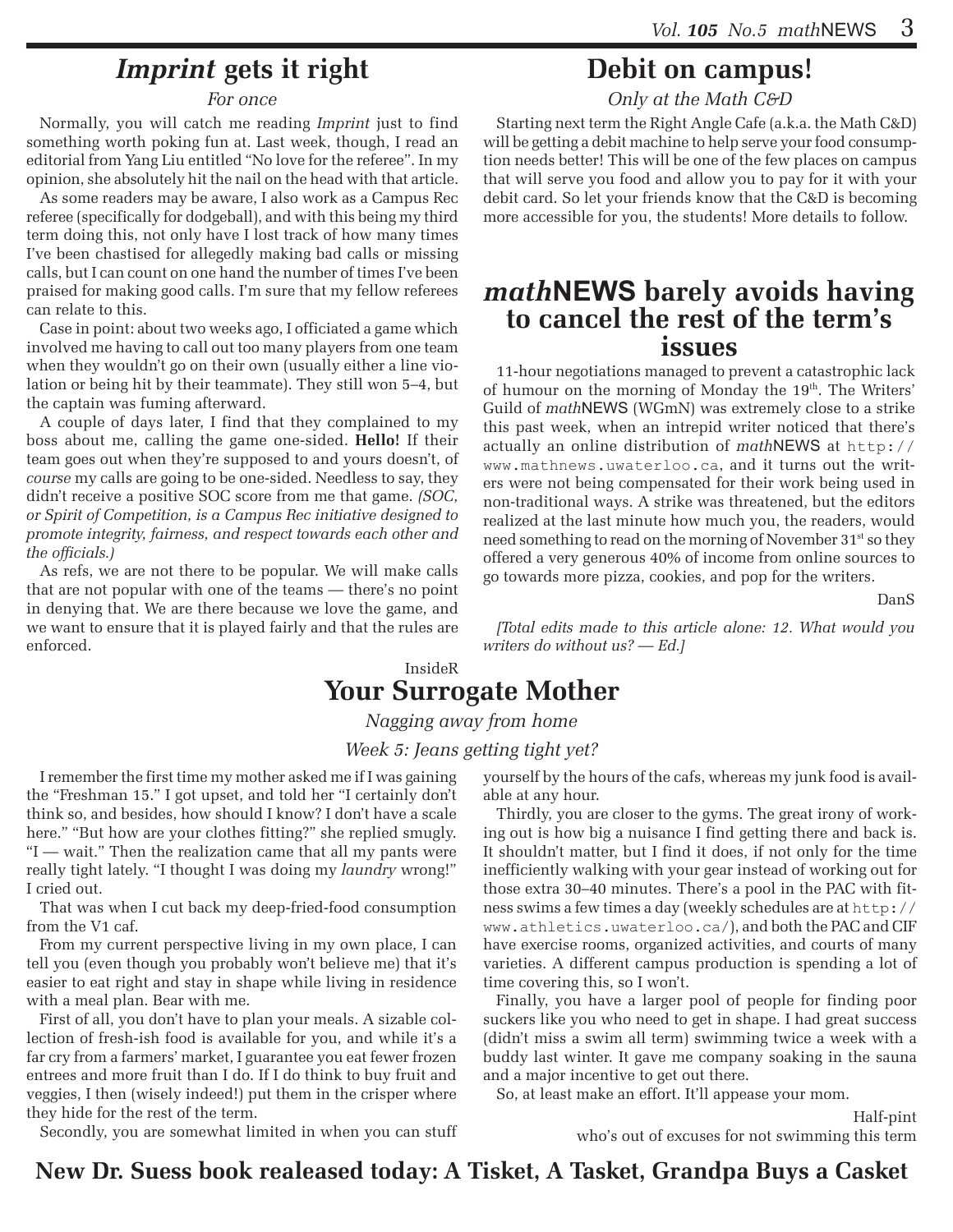## *Imprint* gets it right

*For once*

Normally, you will catch me reading *Imprint* just to find something worth poking fun at. Last week, though, I read an editorial from Yang Liu entitled "No love for the referee". In my opinion, she absolutely hit the nail on the head with that article.

As some readers may be aware, I also work as a Campus Rec referee (specifically for dodgeball), and with this being my third term doing this, not only have I lost track of how many times I've been chastised for allegedly making bad calls or missing calls, but I can count on one hand the number of times I've been praised for making good calls. I'm sure that my fellow referees can relate to this.

Case in point: about two weeks ago, I officiated a game which involved me having to call out too many players from one team when they wouldn't go on their own (usually either a line violation or being hit by their teammate). They still won 5–4, but the captain was fuming afterward.

A couple of days later, I find that they complained to my boss about me, calling the game one-sided. **Hello!** If their team goes out when they're supposed to and yours doesn't, of *course* my calls are going to be one-sided. Needless to say, they didn't receive a positive SOC score from me that game. *(SOC, or Spirit of Competition, is a Campus Rec initiative designed to promote integrity, fairness, and respect towards each other and the officials.)*

As refs, we are not there to be popular. We will make calls that are not popular with one of the teams — there's no point in denying that. We are there because we love the game, and we want to ensure that it is played fairly and that the rules are enforced.

InsideR

## Debit on campus!

*Only at the Math C&D*

Starting next term the Right Angle Cafe (a.k.a. the Math C&D) will be getting a debit machine to help serve your food consumption needs better! This will be one of the few places on campus that will serve you food and allow you to pay for it with your debit card. So let your friends know that the C&D is becoming more accessible for you, the students! More details to follow.

## *math*NEWS barely avoids having to cancel the rest of the term's issues

11-hour negotiations managed to prevent a catastrophic lack of humour on the morning of Monday the 19th. The Writers' Guild of *math*NEWS (WGmN) was extremely close to a strike this past week, when an intrepid writer noticed that there's actually an online distribution of *math*NEWS at http://www.mathnews.uwaterloo.ca, and it turns out the writers were not being compensated for their work being used in non-traditional ways. A strike was threatened, but the editors realized at the last minute how much you, the readers, would need something to read on the morning of November 31st so they offered a very generous 40% of income from online sources to go towards more pizza, cookies, and pop for the writers.

DanS

*[Total edits made to this article alone: 12. What would you writers do without us? — Ed.]*

## Your Surrogate Mother

*Nagging away from home*

*Week 5: Jeans getting tight yet?*

I remember the first time my mother asked me if I was gaining the "Freshman 15." I got upset, and told her "I certainly don't think so, and besides, how should I know? I don't have a scale here." "But how are your clothes fitting?" she replied smugly. "I — wait." Then the realization came that all my pants were really tight lately. "I thought I was doing my *laundry* wrong!" I cried out.

That was when I cut back my deep-fried-food consumption from the V1 caf.

From my current perspective living in my own place, I can tell you (even though you probably won't believe me) that it's easier to eat right and stay in shape while living in residence with a meal plan. Bear with me.

First of all, you don't have to plan your meals. A sizable collection of fresh-ish food is available for you, and while it's a far cry from a farmers' market, I guarantee you eat fewer frozen entrees and more fruit than I do. If I do think to buy fruit and veggies, I then (wisely indeed!) put them in the crisper where they hide for the rest of the term.

Secondly, you are somewhat limited in when you can stuff yourself by the hours of the cafs, whereas my junk food is available at any hour.

Thirdly, you are closer to the gyms. The great irony of working out is how big a nuisance I find getting there and back is. It shouldn't matter, but I find it does, if not only for the time inefficiently walking with your gear instead of working out for those extra 30–40 minutes. There's a pool in the PAC with fitness swims a few times a day (weekly schedules are at http://www.athletics.uwaterloo.ca/), and both the PAC and CIF have exercise rooms, organized activities, and courts of many varieties. A different campus production is spending a lot of time covering this, so I won't.

Finally, you have a larger pool of people for finding poor suckers like you who need to get in shape. I had great success (didn't miss a swim all term) swimming twice a week with a buddy last winter. It gave me company soaking in the sauna and a major incentive to get out there.

So, at least make an effort. It'll appease your mom.

Half-pint
who's out of excuses for not swimming this term

**New Dr. Suess book realeased today: A Tisket, A Tasket, Grandpa Buys a Casket**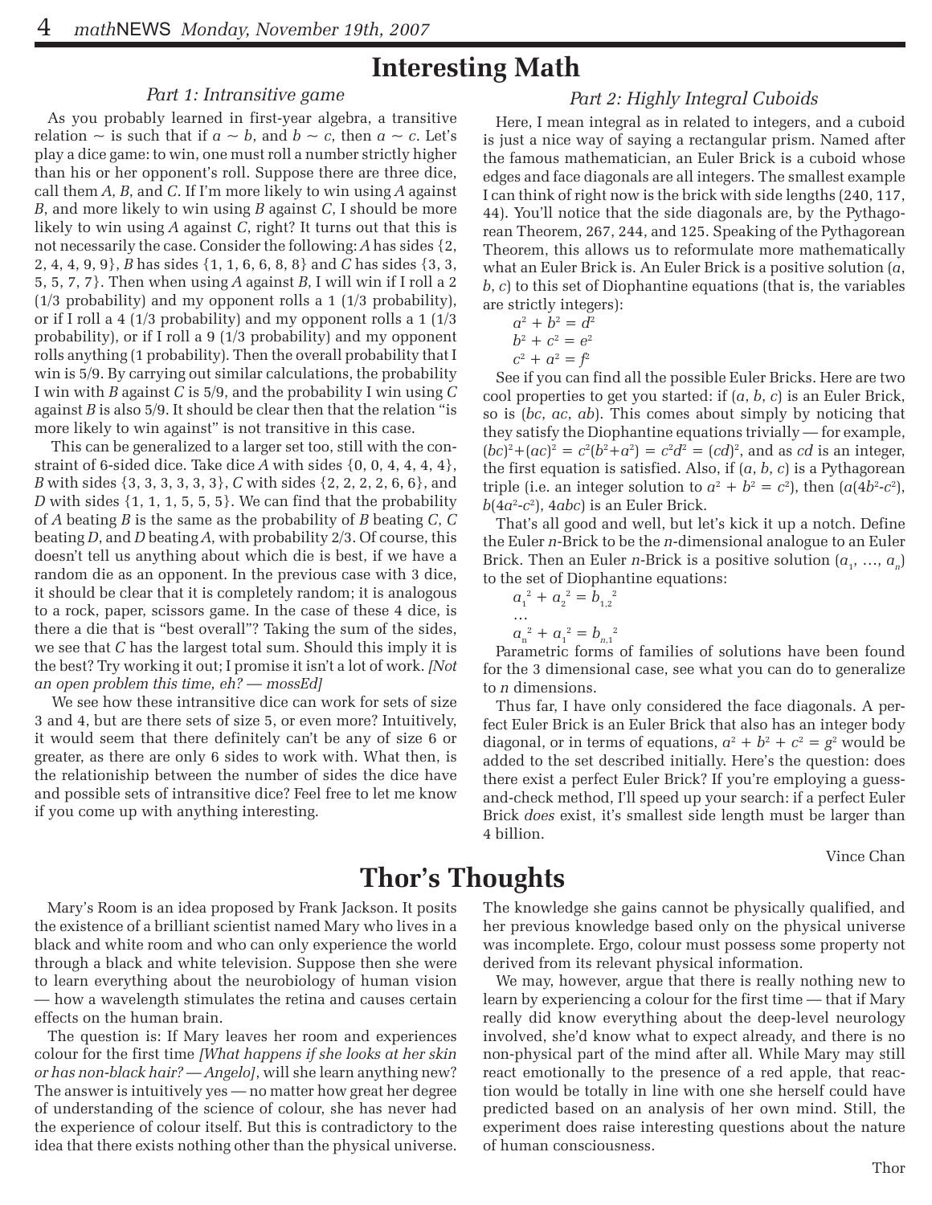# Interesting Math

## Part 1: Intransitive game

As you probably learned in first-year algebra, a transitive relation $\sim$ is such that if $a \sim b$, and $b \sim c$, then $a \sim c$. Let's play a dice game: to win, one must roll a number strictly higher than his or her opponent's roll. Suppose there are three dice, call them *A*, *B*, and *C*. If I'm more likely to win using *A* against *B*, and more likely to win using *B* against *C*, I should be more likely to win using *A* against *C*, right? It turns out that this is not necessarily the case. Consider the following: *A* has sides {2, 2, 4, 4, 9, 9}, *B* has sides {1, 1, 6, 6, 8, 8} and *C* has sides {3, 3, 5, 5, 7, 7}. Then when using *A* against *B*, I will win if I roll a 2 (1/3 probability) and my opponent rolls a 1 (1/3 probability), or if I roll a 4 (1/3 probability) and my opponent rolls a 1 (1/3 probability), or if I roll a 9 (1/3 probability) and my opponent rolls anything (1 probability). Then the overall probability that I win is 5/9. By carrying out similar calculations, the probability I win with *B* against *C* is 5/9, and the probability I win using *C* against *B* is also 5/9. It should be clear then that the relation "is more likely to win against" is not transitive in this case.

This can be generalized to a larger set too, still with the constraint of 6-sided dice. Take dice *A* with sides {0, 0, 4, 4, 4, 4}, *B* with sides {3, 3, 3, 3, 3, 3}, *C* with sides {2, 2, 2, 2, 6, 6}, and *D* with sides {1, 1, 1, 5, 5, 5}. We can find that the probability of *A* beating *B* is the same as the probability of *B* beating *C*, *C* beating *D*, and *D* beating *A*, with probability 2/3. Of course, this doesn't tell us anything about which die is best, if we have a random die as an opponent. In the previous case with 3 dice, it should be clear that it is completely random; it is analogous to a rock, paper, scissors game. In the case of these 4 dice, is there a die that is "best overall"? Taking the sum of the sides, we see that *C* has the largest total sum. Should this imply it is the best? Try working it out; I promise it isn't a lot of work. *[Not an open problem this time, eh? — mossEd]*

We see how these intransitive dice can work for sets of size 3 and 4, but are there sets of size 5, or even more? Intuitively, it would seem that there definitely can't be any of size 6 or greater, as there are only 6 sides to work with. What then, is the relationship between the number of sides the dice have and possible sets of intransitive dice? Feel free to let me know if you come up with anything interesting.

## Part 2: Highly Integral Cuboids

Here, I mean integral as in related to integers, and a cuboid is just a nice way of saying a rectangular prism. Named after the famous mathematician, an Euler Brick is a cuboid whose edges and face diagonals are all integers. The smallest example I can think of right now is the brick with side lengths (240, 117, 44). You'll notice that the side diagonals are, by the Pythagorean Theorem, 267, 244, and 125. Speaking of the Pythagorean Theorem, this allows us to reformulate more mathematically what an Euler Brick is. An Euler Brick is a positive solution ($a$, $b$, $c$) to this set of Diophantine equations (that is, the variables are strictly integers):

$$a^2 + b^2 = d^2$$
$$b^2 + c^2 = e^2$$
$$c^2 + a^2 = f^2$$

See if you can find all the possible Euler Bricks. Here are two cool properties to get you started: if ($a$, $b$, $c$) is an Euler Brick, so is ($bc$, $ac$, $ab$). This comes about simply by noticing that they satisfy the Diophantine equations trivially — for example, $(bc)^2+(ac)^2 = c^2(b^2+a^2) = c^2d^2 = (cd)^2$, and as $cd$ is an integer, the first equation is satisfied. Also, if ($a$, $b$, $c$) is a Pythagorean triple (i.e. an integer solution to $a^2 + b^2 = c^2$), then ($a(4b^2-c^2)$, $b(4a^2-c^2)$, $4abc$) is an Euler Brick.

That's all good and well, but let's kick it up a notch. Define the Euler *n*-Brick to be the *n*-dimensional analogue to an Euler Brick. Then an Euler *n*-Brick is a positive solution ($a_1$, …, $a_n$) to the set of Diophantine equations:

$$a_1^2 + a_2^2 = b_{1,2}^2$$
$$\ldots$$
$$a_n^2 + a_1^2 = b_{n,1}^2$$

Parametric forms of families of solutions have been found for the 3 dimensional case, see what you can do to generalize to *n* dimensions.

Thus far, I have only considered the face diagonals. A perfect Euler Brick is an Euler Brick that also has an integer body diagonal, or in terms of equations, $a^2 + b^2 + c^2 = g^2$ would be added to the set described initially. Here's the question: does there exist a perfect Euler Brick? If you're employing a guess-and-check method, I'll speed up your search: if a perfect Euler Brick *does* exist, it's smallest side length must be larger than 4 billion.

Vince Chan

# Thor's Thoughts

Mary's Room is an idea proposed by Frank Jackson. It posits the existence of a brilliant scientist named Mary who lives in a black and white room and who can only experience the world through a black and white television. Suppose then she were to learn everything about the neurobiology of human vision — how a wavelength stimulates the retina and causes certain effects on the human brain.

The question is: If Mary leaves her room and experiences colour for the first time *[What happens if she looks at her skin or has non-black hair? — Angelo]*, will she learn anything new? The answer is intuitively yes — no matter how great her degree of understanding of the science of colour, she has never had the experience of colour itself. But this is contradictory to the idea that there exists nothing other than the physical universe. The knowledge she gains cannot be physically qualified, and her previous knowledge based only on the physical universe was incomplete. Ergo, colour must possess some property not derived from its relevant physical information.

We may, however, argue that there is really nothing new to learn by experiencing a colour for the first time — that if Mary really did know everything about the deep-level neurology involved, she'd know what to expect already, and there is no non-physical part of the mind after all. While Mary may still react emotionally to the presence of a red apple, that reaction would be totally in line with one she herself could have predicted based on an analysis of her own mind. Still, the experiment does raise interesting questions about the nature of human consciousness.

Thor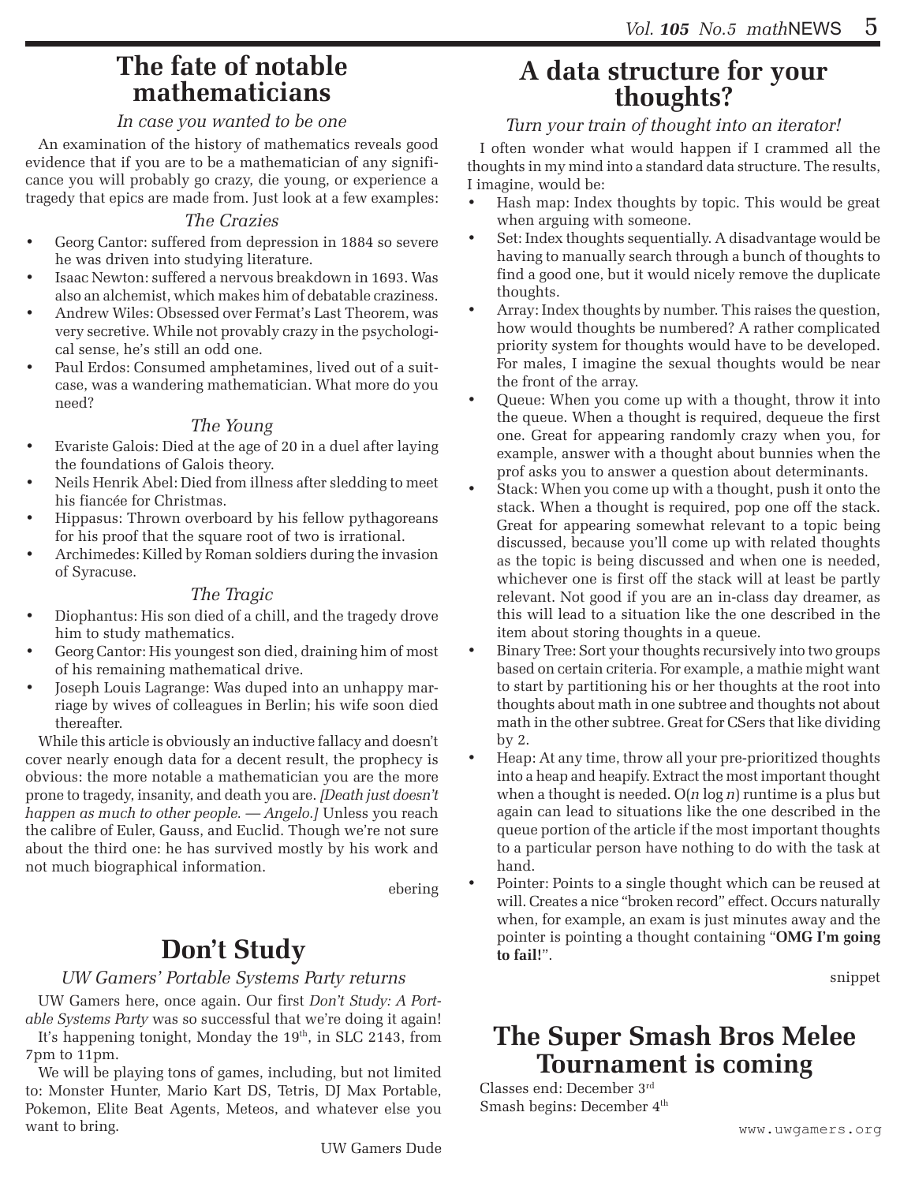# The fate of notable mathematicians

*In case you wanted to be one*

An examination of the history of mathematics reveals good evidence that if you are to be a mathematician of any significance you will probably go crazy, die young, or experience a tragedy that epics are made from. Just look at a few examples:

*The Crazies*

- Georg Cantor: suffered from depression in 1884 so severe he was driven into studying literature.
- Isaac Newton: suffered a nervous breakdown in 1693. Was also an alchemist, which makes him of debatable craziness.
- Andrew Wiles: Obsessed over Fermat's Last Theorem, was very secretive. While not provably crazy in the psychological sense, he's still an odd one.
- Paul Erdos: Consumed amphetamines, lived out of a suitcase, was a wandering mathematician. What more do you need?

*The Young*

- Evariste Galois: Died at the age of 20 in a duel after laying the foundations of Galois theory.
- Neils Henrik Abel: Died from illness after sledding to meet his fiancée for Christmas.
- Hippasus: Thrown overboard by his fellow pythagoreans for his proof that the square root of two is irrational.
- Archimedes: Killed by Roman soldiers during the invasion of Syracuse.

*The Tragic*

- Diophantus: His son died of a chill, and the tragedy drove him to study mathematics.
- Georg Cantor: His youngest son died, draining him of most of his remaining mathematical drive.
- Joseph Louis Lagrange: Was duped into an unhappy marriage by wives of colleagues in Berlin; his wife soon died thereafter.

While this article is obviously an inductive fallacy and doesn't cover nearly enough data for a decent result, the prophecy is obvious: the more notable a mathematician you are the more prone to tragedy, insanity, and death you are. *[Death just doesn't happen as much to other people. — Angelo.]* Unless you reach the calibre of Euler, Gauss, and Euclid. Though we're not sure about the third one: he has survived mostly by his work and not much biographical information.

ebering

# Don't Study

*UW Gamers' Portable Systems Party returns*

UW Gamers here, once again. Our first *Don't Study: A Portable Systems Party* was so successful that we're doing it again!

It's happening tonight, Monday the 19th, in SLC 2143, from 7pm to 11pm.

We will be playing tons of games, including, but not limited to: Monster Hunter, Mario Kart DS, Tetris, DJ Max Portable, Pokemon, Elite Beat Agents, Meteos, and whatever else you want to bring.

UW Gamers Dude

# A data structure for your thoughts?

*Turn your train of thought into an iterator!*

I often wonder what would happen if I crammed all the thoughts in my mind into a standard data structure. The results, I imagine, would be:

- Hash map: Index thoughts by topic. This would be great when arguing with someone.
- Set: Index thoughts sequentially. A disadvantage would be having to manually search through a bunch of thoughts to find a good one, but it would nicely remove the duplicate thoughts.
- Array: Index thoughts by number. This raises the question, how would thoughts be numbered? A rather complicated priority system for thoughts would have to be developed. For males, I imagine the sexual thoughts would be near the front of the array.
- Queue: When you come up with a thought, throw it into the queue. When a thought is required, dequeue the first one. Great for appearing randomly crazy when you, for example, answer with a thought about bunnies when the prof asks you to answer a question about determinants.
- Stack: When you come up with a thought, push it onto the stack. When a thought is required, pop one off the stack. Great for appearing somewhat relevant to a topic being discussed, because you'll come up with related thoughts as the topic is being discussed and when one is needed, whichever one is first off the stack will at least be partly relevant. Not good if you are an in-class day dreamer, as this will lead to a situation like the one described in the item about storing thoughts in a queue.
- Binary Tree: Sort your thoughts recursively into two groups based on certain criteria. For example, a mathie might want to start by partitioning his or her thoughts at the root into thoughts about math in one subtree and thoughts not about math in the other subtree. Great for CSers that like dividing by 2.
- Heap: At any time, throw all your pre-prioritized thoughts into a heap and heapify. Extract the most important thought when a thought is needed. $O(n \log n)$ runtime is a plus but again can lead to situations like the one described in the queue portion of the article if the most important thoughts to a particular person have nothing to do with the task at hand.
- Pointer: Points to a single thought which can be reused at will. Creates a nice "broken record" effect. Occurs naturally when, for example, an exam is just minutes away and the pointer is pointing a thought containing "**OMG I'm going to fail!**".

snippet

# The Super Smash Bros Melee Tournament is coming

Classes end: December 3rd
Smash begins: December 4th

www.uwgamers.org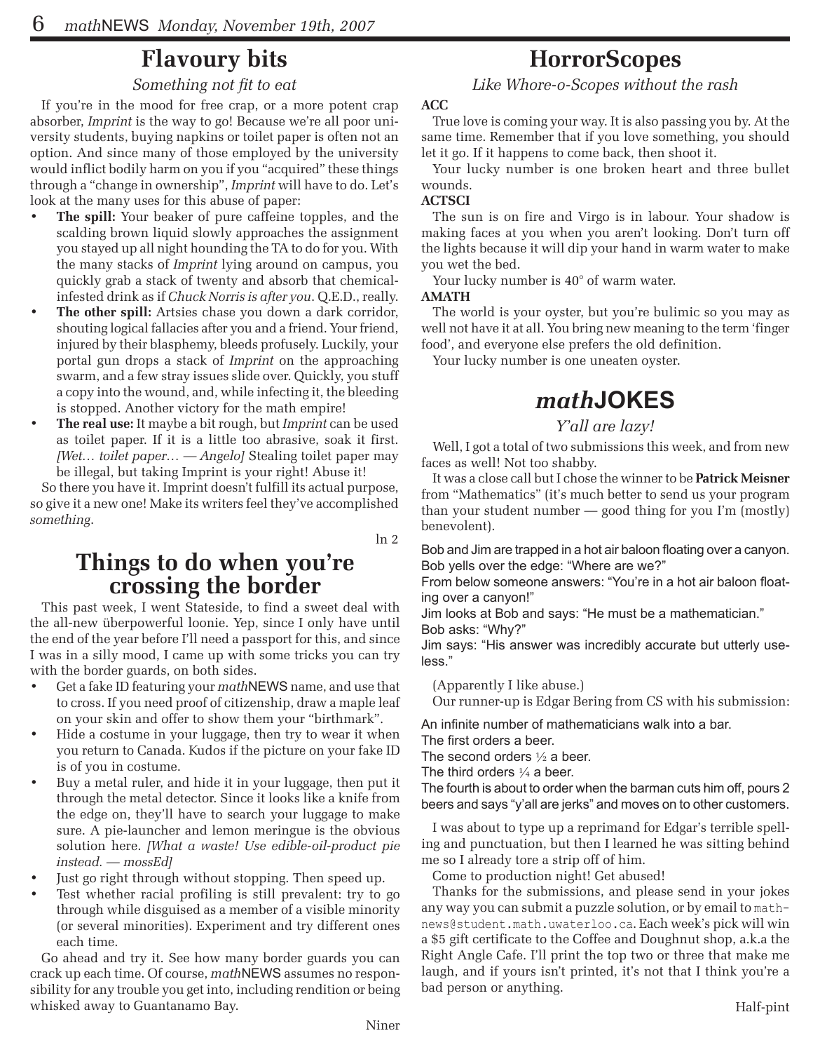## Flavoury bits

*Something not fit to eat*

If you're in the mood for free crap, or a more potent crap absorber, *Imprint* is the way to go! Because we're all poor university students, buying napkins or toilet paper is often not an option. And since many of those employed by the university would inflict bodily harm on you if you "acquired" these things through a "change in ownership", *Imprint* will have to do. Let's look at the many uses for this abuse of paper:

- **The spill:** Your beaker of pure caffeine topples, and the scalding brown liquid slowly approaches the assignment you stayed up all night hounding the TA to do for you. With the many stacks of *Imprint* lying around on campus, you quickly grab a stack of twenty and absorb that chemical-infested drink as if *Chuck Norris is after you*. Q.E.D., really.
- **The other spill:** Artsies chase you down a dark corridor, shouting logical fallacies after you and a friend. Your friend, injured by their blasphemy, bleeds profusely. Luckily, your portal gun drops a stack of *Imprint* on the approaching swarm, and a few stray issues slide over. Quickly, you stuff a copy into the wound, and, while infecting it, the bleeding is stopped. Another victory for the math empire!
- **The real use:** It maybe a bit rough, but *Imprint* can be used as toilet paper. If it is a little too abrasive, soak it first. *[Wet… toilet paper… — Angelo]* Stealing toilet paper may be illegal, but taking Imprint is your right! Abuse it!

So there you have it. Imprint doesn't fulfill its actual purpose, so give it a new one! Make its writers feel they've accomplished *something*.

ln 2

## Things to do when you're crossing the border

This past week, I went Stateside, to find a sweet deal with the all-new überpowerful loonie. Yep, since I only have until the end of the year before I'll need a passport for this, and since I was in a silly mood, I came up with some tricks you can try with the border guards, on both sides.

- Get a fake ID featuring your *math*NEWS name, and use that to cross. If you need proof of citizenship, draw a maple leaf on your skin and offer to show them your "birthmark".
- Hide a costume in your luggage, then try to wear it when you return to Canada. Kudos if the picture on your fake ID is of you in costume.
- Buy a metal ruler, and hide it in your luggage, then put it through the metal detector. Since it looks like a knife from the edge on, they'll have to search your luggage to make sure. A pie-launcher and lemon meringue is the obvious solution here. *[What a waste! Use edible-oil-product pie instead. — mossEd]*
- Just go right through without stopping. Then speed up.
- Test whether racial profiling is still prevalent: try to go through while disguised as a member of a visible minority (or several minorities). Experiment and try different ones each time.

Go ahead and try it. See how many border guards you can crack up each time. Of course, *math*NEWS assumes no responsibility for any trouble you get into, including rendition or being whisked away to Guantanamo Bay.

Niner

## HorrorScopes

*Like Whore-o-Scopes without the rash*

**ACC**

True love is coming your way. It is also passing you by. At the same time. Remember that if you love something, you should let it go. If it happens to come back, then shoot it.

Your lucky number is one broken heart and three bullet wounds.

**ACTSCI**

The sun is on fire and Virgo is in labour. Your shadow is making faces at you when you aren't looking. Don't turn off the lights because it will dip your hand in warm water to make you wet the bed.

Your lucky number is 40° of warm water.

**AMATH**

The world is your oyster, but you're bulimic so you may as well not have it at all. You bring new meaning to the term 'finger food', and everyone else prefers the old definition.

Your lucky number is one uneaten oyster.

## *math*JOKES

*Y'all are lazy!*

Well, I got a total of two submissions this week, and from new faces as well! Not too shabby.

It was a close call but I chose the winner to be **Patrick Meisner** from "Mathematics" (it's much better to send us your program than your student number — good thing for you I'm (mostly) benevolent).

Bob and Jim are trapped in a hot air baloon floating over a canyon.
Bob yells over the edge: "Where are we?"
From below someone answers: "You're in a hot air baloon floating over a canyon!"
Jim looks at Bob and says: "He must be a mathematician."
Bob asks: "Why?"
Jim says: "His answer was incredibly accurate but utterly useless."

(Apparently I like abuse.)

Our runner-up is Edgar Bering from CS with his submission:

An infinite number of mathematicians walk into a bar.
The first orders a beer.
The second orders ½ a beer.
The third orders ¼ a beer.
The fourth is about to order when the barman cuts him off, pours 2 beers and says "y'all are jerks" and moves on to other customers.

I was about to type up a reprimand for Edgar's terrible spelling and punctuation, but then I learned he was sitting behind me so I already tore a strip off of him.

Come to production night! Get abused!

Thanks for the submissions, and please send in your jokes any way you can submit a puzzle solution, or by email to `mathnews@student.math.uwaterloo.ca`. Each week's pick will win a $5 gift certificate to the Coffee and Doughnut shop, a.k.a the Right Angle Cafe. I'll print the top two or three that make me laugh, and if yours isn't printed, it's not that I think you're a bad person or anything.

Half-pint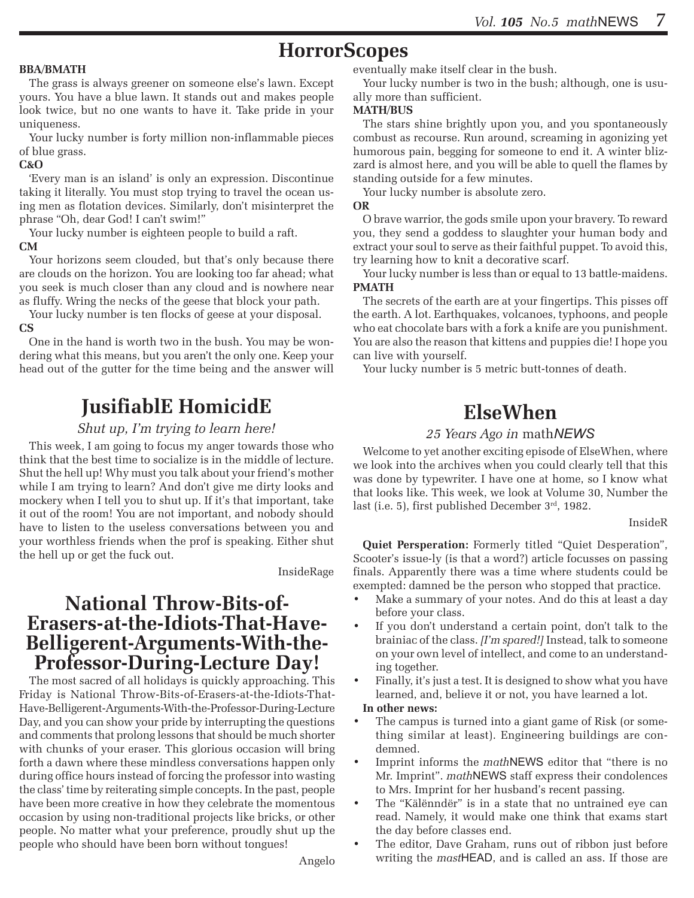# HorrorScopes

**BBA/BMATH**

The grass is always greener on someone else's lawn. Except yours. You have a blue lawn. It stands out and makes people look twice, but no one wants to have it. Take pride in your uniqueness.

Your lucky number is forty million non-inflammable pieces of blue grass.

**C&O**

'Every man is an island' is only an expression. Discontinue taking it literally. You must stop trying to travel the ocean using men as flotation devices. Similarly, don't misinterpret the phrase "Oh, dear God! I can't swim!"

Your lucky number is eighteen people to build a raft.

**CM**

Your horizons seem clouded, but that's only because there are clouds on the horizon. You are looking too far ahead; what you seek is much closer than any cloud and is nowhere near as fluffy. Wring the necks of the geese that block your path.

Your lucky number is ten flocks of geese at your disposal.

**CS**

One in the hand is worth two in the bush. You may be wondering what this means, but you aren't the only one. Keep your head out of the gutter for the time being and the answer will eventually make itself clear in the bush.

Your lucky number is two in the bush; although, one is usually more than sufficient.

**MATH/BUS**

The stars shine brightly upon you, and you spontaneously combust as recourse. Run around, screaming in agonizing yet humorous pain, begging for someone to end it. A winter blizzard is almost here, and you will be able to quell the flames by standing outside for a few minutes.

Your lucky number is absolute zero.

**OR**

O brave warrior, the gods smile upon your bravery. To reward you, they send a goddess to slaughter your human body and extract your soul to serve as their faithful puppet. To avoid this, try learning how to knit a decorative scarf.

Your lucky number is less than or equal to 13 battle-maidens.

**PMATH**

The secrets of the earth are at your fingertips. This pisses off the earth. A lot. Earthquakes, volcanoes, typhoons, and people who eat chocolate bars with a fork a knife are you punishment. You are also the reason that kittens and puppies die! I hope you can live with yourself.

Your lucky number is 5 metric butt-tonnes of death.

# JusifiablE HomicidE

*Shut up, I'm trying to learn here!*

This week, I am going to focus my anger towards those who think that the best time to socialize is in the middle of lecture. Shut the hell up! Why must you talk about your friend's mother while I am trying to learn? And don't give me dirty looks and mockery when I tell you to shut up. If it's that important, take it out of the room! You are not important, and nobody should have to listen to the useless conversations between you and your worthless friends when the prof is speaking. Either shut the hell up or get the fuck out.

InsideRage

# National Throw-Bits-of-Erasers-at-the-Idiots-That-Have-Belligerent-Arguments-With-the-Professor-During-Lecture Day!

The most sacred of all holidays is quickly approaching. This Friday is National Throw-Bits-of-Erasers-at-the-Idiots-That-Have-Belligerent-Arguments-With-the-Professor-During-Lecture Day, and you can show your pride by interrupting the questions and comments that prolong lessons that should be much shorter with chunks of your eraser. This glorious occasion will bring forth a dawn where these mindless conversations happen only during office hours instead of forcing the professor into wasting the class' time by reiterating simple concepts. In the past, people have been more creative in how they celebrate the momentous occasion by using non-traditional projects like bricks, or other people. No matter what your preference, proudly shut up the people who should have been born without tongues!

Angelo

# ElseWhen

*25 Years Ago in mathNEWS*

Welcome to yet another exciting episode of ElseWhen, where we look into the archives when you could clearly tell that this was done by typewriter. I have one at home, so I know what that looks like. This week, we look at Volume 30, Number the last (i.e. 5), first published December 3rd, 1982.

InsideR

**Quiet Persperation:** Formerly titled "Quiet Desperation", Scooter's issue-ly (is that a word?) article focusses on passing finals. Apparently there was a time where students could be exempted: damned be the person who stopped that practice.

- Make a summary of your notes. And do this at least a day before your class.
- If you don't understand a certain point, don't talk to the brainiac of the class. *[I'm spared!]* Instead, talk to someone on your own level of intellect, and come to an understanding together.
- Finally, it's just a test. It is designed to show what you have learned, and, believe it or not, you have learned a lot.

**In other news:**

- The campus is turned into a giant game of Risk (or something similar at least). Engineering buildings are condemned.
- Imprint informs the *math*NEWS editor that "there is no Mr. Imprint". *math*NEWS staff express their condolences to Mrs. Imprint for her husband's recent passing.
- The "Kälënndër" is in a state that no untrained eye can read. Namely, it would make one think that exams start the day before classes end.
- The editor, Dave Graham, runs out of ribbon just before writing the *mast*HEAD, and is called an ass. If those are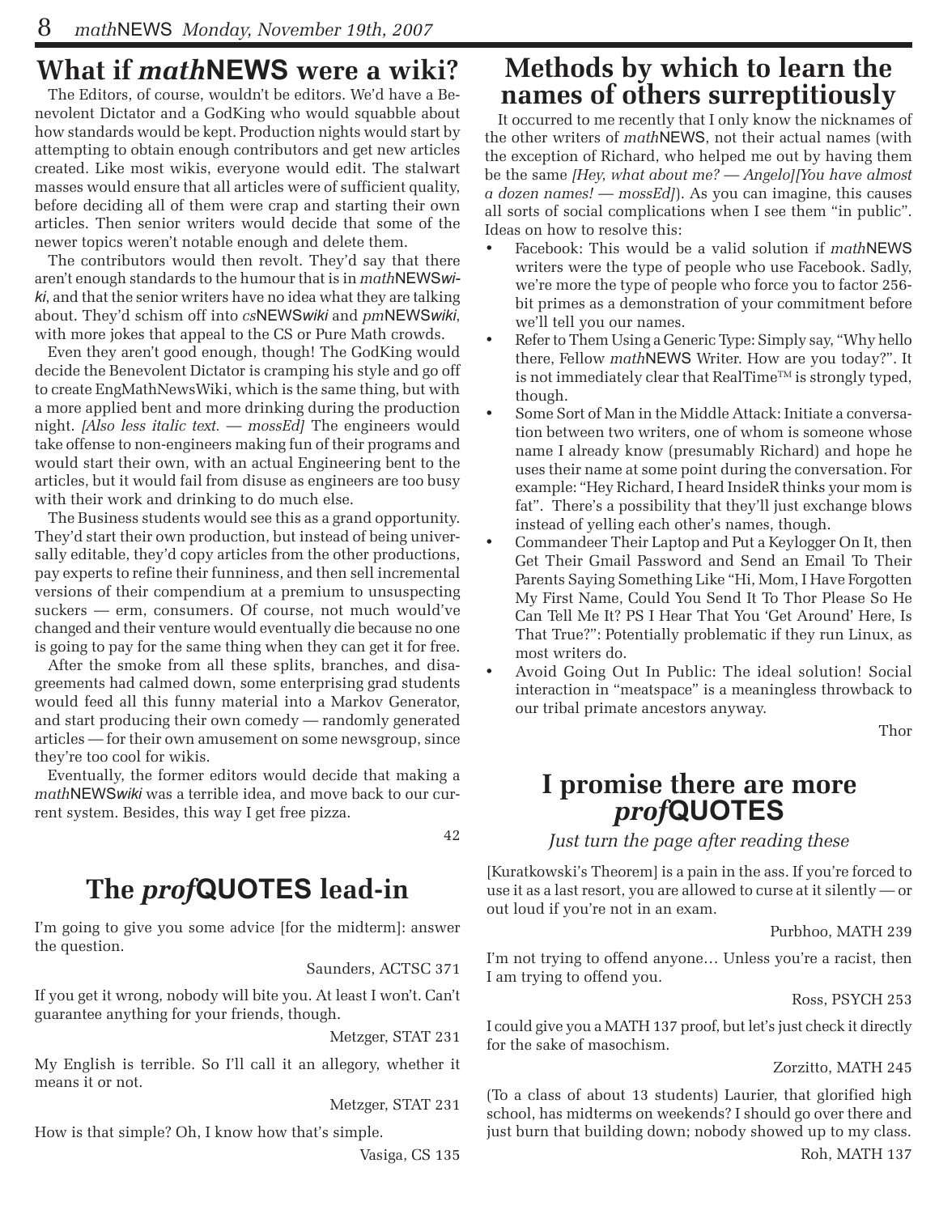## What if *math*NEWS were a wiki?

The Editors, of course, wouldn't be editors. We'd have a Benevolent Dictator and a GodKing who would squabble about how standards would be kept. Production nights would start by attempting to obtain enough contributors and get new articles created. Like most wikis, everyone would edit. The stalwart masses would ensure that all articles were of sufficient quality, before deciding all of them were crap and starting their own articles. Then senior writers would decide that some of the newer topics weren't notable enough and delete them.

The contributors would then revolt. They'd say that there aren't enough standards to the humour that is in *math*NEWS*wiki*, and that the senior writers have no idea what they are talking about. They'd schism off into *cs*NEWS*wiki* and *pm*NEWS*wiki*, with more jokes that appeal to the CS or Pure Math crowds.

Even they aren't good enough, though! The GodKing would decide the Benevolent Dictator is cramping his style and go off to create EngMathNewsWiki, which is the same thing, but with a more applied bent and more drinking during the production night. *[Also less italic text. — mossEd]* The engineers would take offense to non-engineers making fun of their programs and would start their own, with an actual Engineering bent to the articles, but it would fail from disuse as engineers are too busy with their work and drinking to do much else.

The Business students would see this as a grand opportunity. They'd start their own production, but instead of being universally editable, they'd copy articles from the other productions, pay experts to refine their funniness, and then sell incremental versions of their compendium at a premium to unsuspecting suckers — erm, consumers. Of course, not much would've changed and their venture would eventually die because no one is going to pay for the same thing when they can get it for free.

After the smoke from all these splits, branches, and disagreements had calmed down, some enterprising grad students would feed all this funny material into a Markov Generator, and start producing their own comedy — randomly generated articles — for their own amusement on some newsgroup, since they're too cool for wikis.

Eventually, the former editors would decide that making a *math*NEWS*wiki* was a terrible idea, and move back to our current system. Besides, this way I get free pizza.

42

## The *prof*QUOTES lead-in

I'm going to give you some advice [for the midterm]: answer the question.

Saunders, ACTSC 371

If you get it wrong, nobody will bite you. At least I won't. Can't guarantee anything for your friends, though.

Metzger, STAT 231

My English is terrible. So I'll call it an allegory, whether it means it or not.

Metzger, STAT 231

How is that simple? Oh, I know how that's simple.

Vasiga, CS 135

## Methods by which to learn the names of others surreptitiously

It occurred to me recently that I only know the nicknames of the other writers of *math*NEWS, not their actual names (with the exception of Richard, who helped me out by having them be the same *[Hey, what about me? — Angelo][You have almost a dozen names! — mossEd]*). As you can imagine, this causes all sorts of social complications when I see them "in public". Ideas on how to resolve this:

- Facebook: This would be a valid solution if *math*NEWS writers were the type of people who use Facebook. Sadly, we're more the type of people who force you to factor 256-bit primes as a demonstration of your commitment before we'll tell you our names.
- Refer to Them Using a Generic Type: Simply say, "Why hello there, Fellow *math*NEWS Writer. How are you today?". It is not immediately clear that RealTime™ is strongly typed, though.
- Some Sort of Man in the Middle Attack: Initiate a conversation between two writers, one of whom is someone whose name I already know (presumably Richard) and hope he uses their name at some point during the conversation. For example: "Hey Richard, I heard InsideR thinks your mom is fat". There's a possibility that they'll just exchange blows instead of yelling each other's names, though.
- Commandeer Their Laptop and Put a Keylogger On It, then Get Their Gmail Password and Send an Email To Their Parents Saying Something Like "Hi, Mom, I Have Forgotten My First Name, Could You Send It To Thor Please So He Can Tell Me It? PS I Hear That You 'Get Around' Here, Is That True?": Potentially problematic if they run Linux, as most writers do.
- Avoid Going Out In Public: The ideal solution! Social interaction in "meatspace" is a meaningless throwback to our tribal primate ancestors anyway.

Thor

## I promise there are more *prof*QUOTES

*Just turn the page after reading these*

[Kuratkowski's Theorem] is a pain in the ass. If you're forced to use it as a last resort, you are allowed to curse at it silently — or out loud if you're not in an exam.

Purbhoo, MATH 239

I'm not trying to offend anyone… Unless you're a racist, then I am trying to offend you.

Ross, PSYCH 253

I could give you a MATH 137 proof, but let's just check it directly for the sake of masochism.

Zorzitto, MATH 245

(To a class of about 13 students) Laurier, that glorified high school, has midterms on weekends? I should go over there and just burn that building down; nobody showed up to my class.

Roh, MATH 137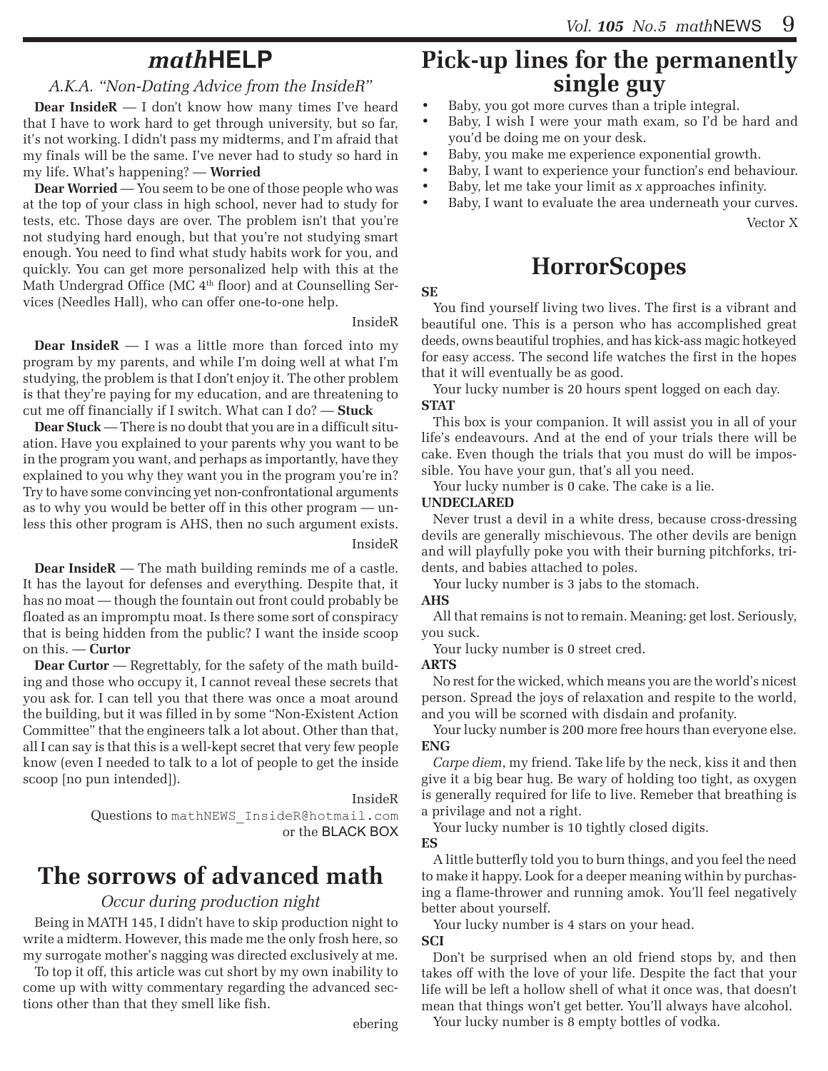# *math*HELP

*A.K.A. "Non-Dating Advice from the InsideR"*

**Dear InsideR** — I don't know how many times I've heard that I have to work hard to get through university, but so far, it's not working. I didn't pass my midterms, and I'm afraid that my finals will be the same. I've never had to study so hard in my life. What's happening? — **Worried**

**Dear Worried** — You seem to be one of those people who was at the top of your class in high school, never had to study for tests, etc. Those days are over. The problem isn't that you're not studying hard enough, but that you're not studying smart enough. You need to find what study habits work for you, and quickly. You can get more personalized help with this at the Math Undergrad Office (MC 4th floor) and at Counselling Services (Needles Hall), who can offer one-to-one help.

InsideR

**Dear InsideR** — I was a little more than forced into my program by my parents, and while I'm doing well at what I'm studying, the problem is that I don't enjoy it. The other problem is that they're paying for my education, and are threatening to cut me off financially if I switch. What can I do? — **Stuck**

**Dear Stuck** — There is no doubt that you are in a difficult situation. Have you explained to your parents why you want to be in the program you want, and perhaps as importantly, have they explained to you why they want you in the program you're in? Try to have some convincing yet non-confrontational arguments as to why you would be better off in this other program — unless this other program is AHS, then no such argument exists.

InsideR

**Dear InsideR** — The math building reminds me of a castle. It has the layout for defenses and everything. Despite that, it has no moat — though the fountain out front could probably be floated as an impromptu moat. Is there some sort of conspiracy that is being hidden from the public? I want the inside scoop on this. — **Curtor**

**Dear Curtor** — Regrettably, for the safety of the math building and those who occupy it, I cannot reveal these secrets that you ask for. I can tell you that there was once a moat around the building, but it was filled in by some "Non-Existent Action Committee" that the engineers talk a lot about. Other than that, all I can say is that this is a well-kept secret that very few people know (even I needed to talk to a lot of people to get the inside scoop [no pun intended]).

InsideR

Questions to mathNEWS_InsideR@hotmail.com or the BLACK BOX

# The sorrows of advanced math

*Occur during production night*

Being in MATH 145, I didn't have to skip production night to write a midterm. However, this made me the only frosh here, so my surrogate mother's nagging was directed exclusively at me.

To top it off, this article was cut short by my own inability to come up with witty commentary regarding the advanced sections other than that they smell like fish.

ebering

# Pick-up lines for the permanently single guy

- Baby, you got more curves than a triple integral.
- Baby, I wish I were your math exam, so I'd be hard and you'd be doing me on your desk.
- Baby, you make me experience exponential growth.
- Baby, I want to experience your function's end behaviour.
- Baby, let me take your limit as *x* approaches infinity.
- Baby, I want to evaluate the area underneath your curves.

Vector X

# HorrorScopes

**SE**

You find yourself living two lives. The first is a vibrant and beautiful one. This is a person who has accomplished great deeds, owns beautiful trophies, and has kick-ass magic hotkeyed for easy access. The second life watches the first in the hopes that it will eventually be as good.

Your lucky number is 20 hours spent logged on each day.

**STAT**

This box is your companion. It will assist you in all of your life's endeavours. And at the end of your trials there will be cake. Even though the trials that you must do will be impossible. You have your gun, that's all you need.

Your lucky number is 0 cake. The cake is a lie.

**UNDECLARED**

Never trust a devil in a white dress, because cross-dressing devils are generally mischievous. The other devils are benign and will playfully poke you with their burning pitchforks, tridents, and babies attached to poles.

Your lucky number is 3 jabs to the stomach.

**AHS**

All that remains is not to remain. Meaning: get lost. Seriously, you suck.

Your lucky number is 0 street cred.

**ARTS**

No rest for the wicked, which means you are the world's nicest person. Spread the joys of relaxation and respite to the world, and you will be scorned with disdain and profanity.

Your lucky number is 200 more free hours than everyone else.

**ENG**

*Carpe diem*, my friend. Take life by the neck, kiss it and then give it a big bear hug. Be wary of holding too tight, as oxygen is generally required for life to live. Remeber that breathing is a privilage and not a right.

Your lucky number is 10 tightly closed digits.

**ES**

A little butterfly told you to burn things, and you feel the need to make it happy. Look for a deeper meaning within by purchasing a flame-thrower and running amok. You'll feel negatively better about yourself.

Your lucky number is 4 stars on your head.

**SCI**

Don't be surprised when an old friend stops by, and then takes off with the love of your life. Despite the fact that your life will be left a hollow shell of what it once was, that doesn't mean that things won't get better. You'll always have alcohol.

Your lucky number is 8 empty bottles of vodka.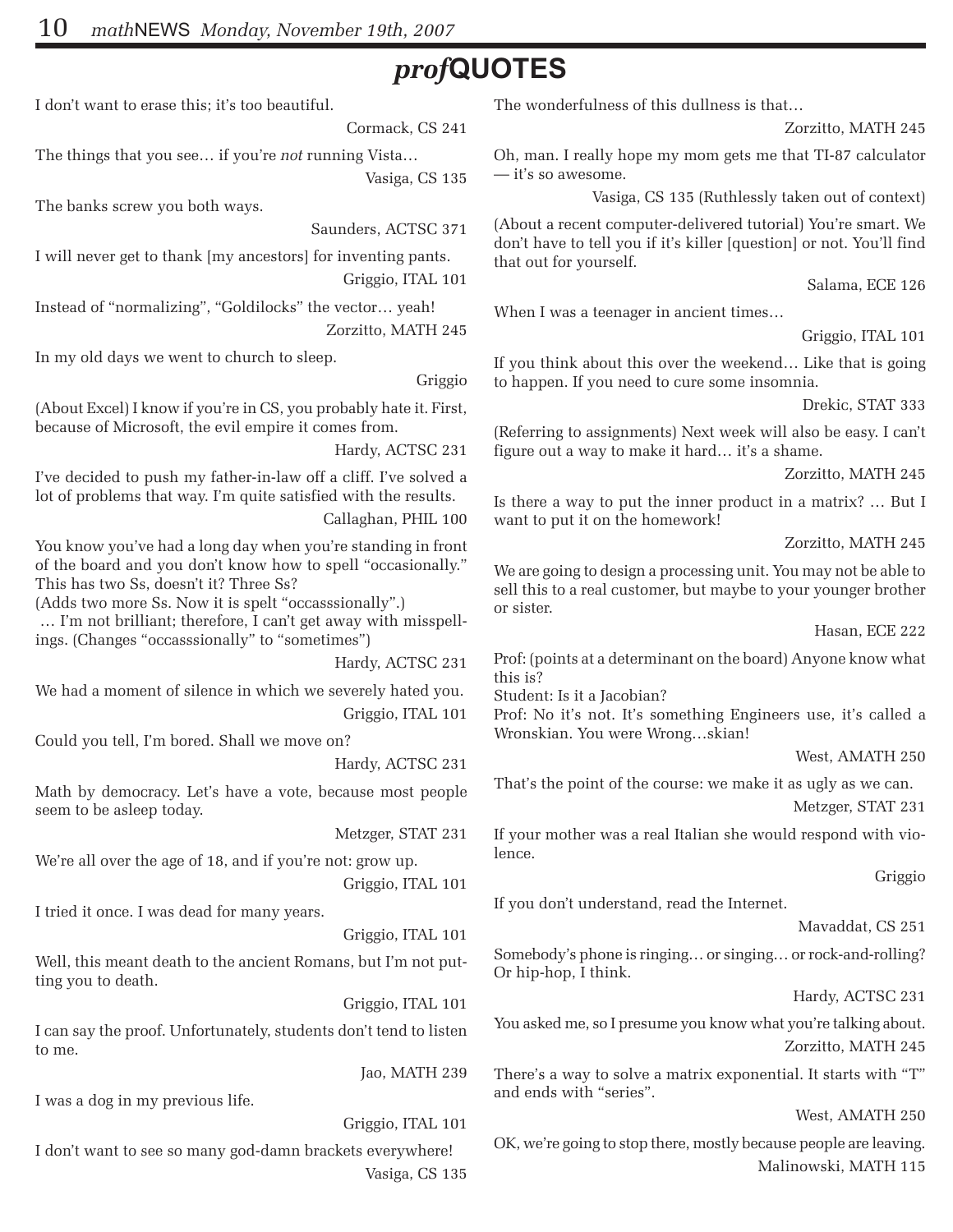# *prof*QUOTES

I don't want to erase this; it's too beautiful.

Cormack, CS 241

The things that you see… if you're *not* running Vista…

Vasiga, CS 135

The banks screw you both ways.

Saunders, ACTSC 371

I will never get to thank [my ancestors] for inventing pants.

Griggio, ITAL 101

Instead of "normalizing", "Goldilocks" the vector… yeah!

Zorzitto, MATH 245

In my old days we went to church to sleep.

Griggio

(About Excel) I know if you're in CS, you probably hate it. First, because of Microsoft, the evil empire it comes from.

Hardy, ACTSC 231

I've decided to push my father-in-law off a cliff. I've solved a lot of problems that way. I'm quite satisfied with the results.

Callaghan, PHIL 100

You know you've had a long day when you're standing in front of the board and you don't know how to spell "occasionally." This has two Ss, doesn't it? Three Ss?
(Adds two more Ss. Now it is spelt "occassionally".)
… I'm not brilliant; therefore, I can't get away with misspellings. (Changes "occassionally" to "sometimes")

Hardy, ACTSC 231

We had a moment of silence in which we severely hated you.

Griggio, ITAL 101

Could you tell, I'm bored. Shall we move on?

Hardy, ACTSC 231

Math by democracy. Let's have a vote, because most people seem to be asleep today.

Metzger, STAT 231

We're all over the age of 18, and if you're not: grow up.

Griggio, ITAL 101

I tried it once. I was dead for many years.

Griggio, ITAL 101

Well, this meant death to the ancient Romans, but I'm not putting you to death.

Griggio, ITAL 101

I can say the proof. Unfortunately, students don't tend to listen to me.

Jao, MATH 239

I was a dog in my previous life.

Griggio, ITAL 101

I don't want to see so many god-damn brackets everywhere!

Vasiga, CS 135

The wonderfulness of this dullness is that…

Zorzitto, MATH 245

Oh, man. I really hope my mom gets me that TI-87 calculator — it's so awesome.

Vasiga, CS 135 (Ruthlessly taken out of context)

(About a recent computer-delivered tutorial) You're smart. We don't have to tell you if it's killer [question] or not. You'll find that out for yourself.

Salama, ECE 126

When I was a teenager in ancient times…

Griggio, ITAL 101

If you think about this over the weekend… Like that is going to happen. If you need to cure some insomnia.

Drekic, STAT 333

(Referring to assignments) Next week will also be easy. I can't figure out a way to make it hard… it's a shame.

Zorzitto, MATH 245

Is there a way to put the inner product in a matrix? … But I want to put it on the homework!

Zorzitto, MATH 245

We are going to design a processing unit. You may not be able to sell this to a real customer, but maybe to your younger brother or sister.

Hasan, ECE 222

Prof: (points at a determinant on the board) Anyone know what this is?
Student: Is it a Jacobian?
Prof: No it's not. It's something Engineers use, it's called a Wronskian. You were Wrong…skian!

West, AMATH 250

That's the point of the course: we make it as ugly as we can.

Metzger, STAT 231

If your mother was a real Italian she would respond with violence.

Griggio

If you don't understand, read the Internet.

Mavaddat, CS 251

Somebody's phone is ringing… or singing… or rock-and-rolling? Or hip-hop, I think.

Hardy, ACTSC 231

You asked me, so I presume you know what you're talking about.

Zorzitto, MATH 245

There's a way to solve a matrix exponential. It starts with "T" and ends with "series".

West, AMATH 250

OK, we're going to stop there, mostly because people are leaving.

Malinowski, MATH 115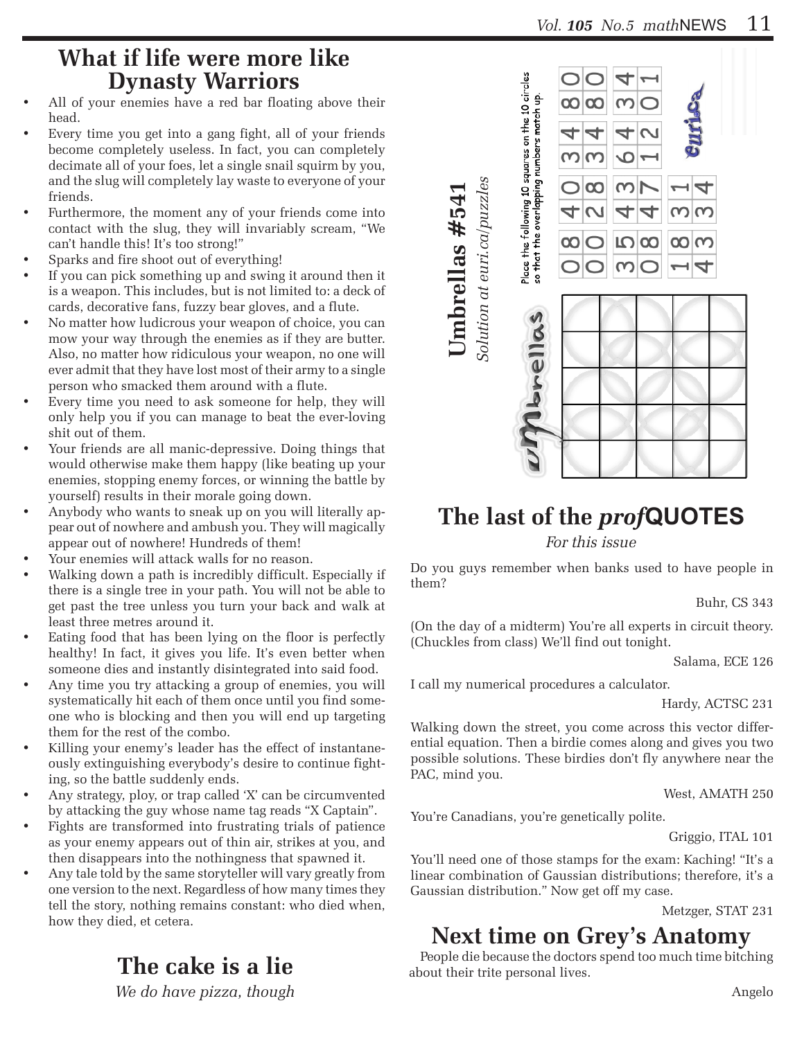## What if life were more like Dynasty Warriors

- All of your enemies have a red bar floating above their head.
- Every time you get into a gang fight, all of your friends become completely useless. In fact, you can completely decimate all of your foes, let a single snail squirm by you, and the slug will completely lay waste to everyone of your friends.
- Furthermore, the moment any of your friends come into contact with the slug, they will invariably scream, "We can't handle this! It's too strong!"
- Sparks and fire shoot out of everything!
- If you can pick something up and swing it around then it is a weapon. This includes, but is not limited to: a deck of cards, decorative fans, fuzzy bear gloves, and a flute.
- No matter how ludicrous your weapon of choice, you can mow your way through the enemies as if they are butter. Also, no matter how ridiculous your weapon, no one will ever admit that they have lost most of their army to a single person who smacked them around with a flute.
- Every time you need to ask someone for help, they will only help you if you can manage to beat the ever-loving shit out of them.
- Your friends are all manic-depressive. Doing things that would otherwise make them happy (like beating up your enemies, stopping enemy forces, or winning the battle by yourself) results in their morale going down.
- Anybody who wants to sneak up on you will literally appear out of nowhere and ambush you. They will magically appear out of nowhere! Hundreds of them!
- Your enemies will attack walls for no reason.
- Walking down a path is incredibly difficult. Especially if there is a single tree in your path. You will not be able to get past the tree unless you turn your back and walk at least three metres around it.
- Eating food that has been lying on the floor is perfectly healthy! In fact, it gives you life. It's even better when someone dies and instantly disintegrated into said food.
- Any time you try attacking a group of enemies, you will systematically hit each of them once until you find someone who is blocking and then you will end up targeting them for the rest of the combo.
- Killing your enemy's leader has the effect of instantaneously extinguishing everybody's desire to continue fighting, so the battle suddenly ends.
- Any strategy, ploy, or trap called 'X' can be circumvented by attacking the guy whose name tag reads "X Captain".
- Fights are transformed into frustrating trials of patience as your enemy appears out of thin air, strikes at you, and then disappears into the nothingness that spawned it.
- Any tale told by the same storyteller will vary greatly from one version to the next. Regardless of how many times they tell the story, nothing remains constant: who died when, how they died, et cetera.

## The cake is a lie

*We do have pizza, though*

## Umbrellas #541

*Solution at euri.ca/puzzles*

Place the following 10 squares on the 10 circles so that the overlapping numbers match up.

| | | | | | | | | | |
|---|---|---|---|---|---|---|---|---|---|
| 08 | 40 | 34 | 80 | 35 | 43 | 34 | 30 | 18 | 31 |
| 00 | 28 | 34 | 80 | 30 | 47 | 61 | 42 | 43 | 34 |
| | | | | | | | | | 01 |

| | | | | |
|---|---|---|---|---|
| | | | | |
| | | | | |
| | | | | |
| | | | | |
| | | | | |

## The last of the *prof*QUOTES

*For this issue*

Do you guys remember when banks used to have people in them?

Buhr, CS 343

(On the day of a midterm) You're all experts in circuit theory. (Chuckles from class) We'll find out tonight.

Salama, ECE 126

I call my numerical procedures a calculator.

Hardy, ACTSC 231

Walking down the street, you come across this vector differential equation. Then a birdie comes along and gives you two possible solutions. These birdies don't fly anywhere near the PAC, mind you.

West, AMATH 250

You're Canadians, you're genetically polite.

Griggio, ITAL 101

You'll need one of those stamps for the exam: Kaching! "It's a linear combination of Gaussian distributions; therefore, it's a Gaussian distribution." Now get off my case.

Metzger, STAT 231

## Next time on Grey's Anatomy

People die because the doctors spend too much time bitching about their trite personal lives.

Angelo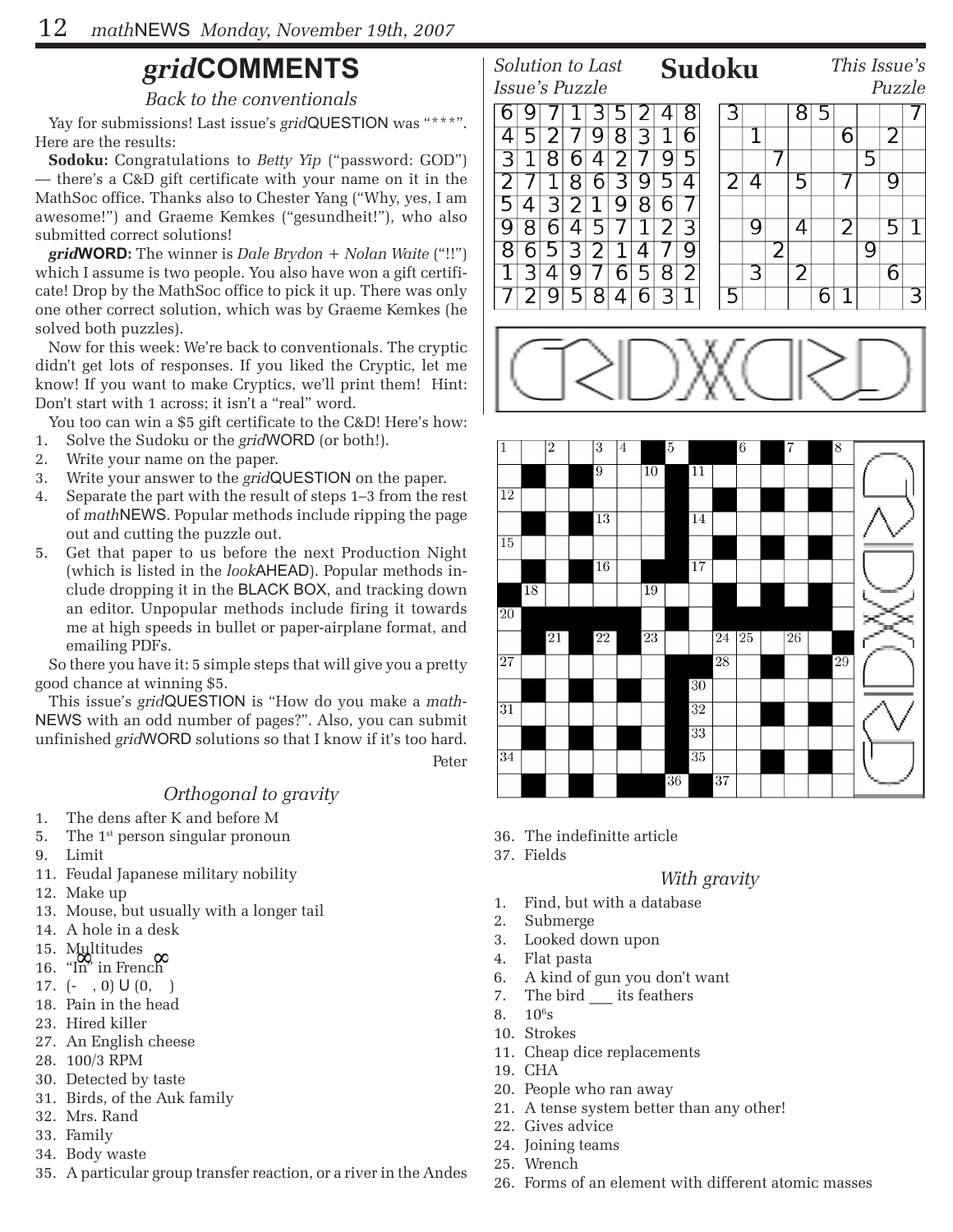# *grid*COMMENTS

*Back to the conventionals*

Yay for submissions! Last issue's *grid*QUESTION was "***". Here are the results:

**Sodoku:** Congratulations to *Betty Yip* ("password: GOD") — there's a C&D gift certificate with your name on it in the MathSoc office. Thanks also to Chester Yang ("Why, yes, I am awesome!") and Graeme Kemkes ("gesundheit!"), who also submitted correct solutions!

***grid*WORD:** The winner is *Dale Brydon + Nolan Waite* ("!!") which I assume is two people. You also have won a gift certificate! Drop by the MathSoc office to pick it up. There was only one other correct solution, which was by Graeme Kemkes (he solved both puzzles).

Now for this week: We're back to conventionals. The cryptic didn't get lots of responses. If you liked the Cryptic, let me know! If you want to make Cryptics, we'll print them! Hint: Don't start with 1 across; it isn't a "real" word.

You too can win a $5 gift certificate to the C&D! Here's how:

1. Solve the Sudoku or the *grid*WORD (or both!).
2. Write your name on the paper.
3. Write your answer to the *grid*QUESTION on the paper.
4. Separate the part with the result of steps 1–3 from the rest of *math*NEWS. Popular methods include ripping the page out and cutting the puzzle out.
5. Get that paper to us before the next Production Night (which is listed in the *look*AHEAD). Popular methods include dropping it in the BLACK BOX, and tracking down an editor. Unpopular methods include firing it towards me at high speeds in bullet or paper-airplane format, and emailing PDFs.

So there you have it: 5 simple steps that will give you a pretty good chance at winning $5.

This issue's *grid*QUESTION is "How do you make a *math*NEWS with an odd number of pages?". Also, you can submit unfinished *grid*WORD solutions so that I know if it's too hard.

Peter

## Sudoku

*Solution to Last Issue's Puzzle*

| | | | | | | | | |
|---|---|---|---|---|---|---|---|---|
| 6 | 9 | 7 | 1 | 3 | 5 | 2 | 4 | 8 |
| 4 | 5 | 2 | 7 | 9 | 8 | 3 | 1 | 6 |
| 3 | 1 | 8 | 6 | 4 | 2 | 7 | 9 | 5 |
| 2 | 7 | 1 | 8 | 6 | 3 | 9 | 5 | 4 |
| 5 | 4 | 3 | 2 | 1 | 9 | 8 | 6 | 7 |
| 9 | 8 | 6 | 4 | 5 | 7 | 1 | 2 | 3 |
| 8 | 6 | 5 | 3 | 2 | 1 | 4 | 7 | 9 |
| 1 | 3 | 4 | 9 | 7 | 6 | 5 | 8 | 2 |
| 7 | 2 | 9 | 5 | 8 | 4 | 6 | 3 | 1 |

*This Issue's Puzzle*

| | | | | | | | | |
|---|---|---|---|---|---|---|---|---|
| 3 | | | 8 | 5 | | | | 7 |
| | 1 | | | | 6 | | 2 | |
| | | 7 | | | | 5 | | |
| 2 | 4 | | 5 | | 7 | | 9 | |
| | | | | | | | | |
| | 9 | | 4 | | 2 | | 5 | 1 |
| | | 2 | | | | 9 | | |
| | 3 | | 2 | | | | 6 | |
| 5 | | | | 6 | 1 | | | 3 |

## GRIDWORD

### Orthogonal to gravity

1. The dens after K and before M
5. The 1st person singular pronoun
9. Limit
11. Feudal Japanese military nobility
12. Make up
13. Mouse, but usually with a longer tail
14. A hole in a desk
15. Multitudes
16. "In" in French
17. $(-\infty, 0) \cup (0, \infty)$
18. Pain in the head
23. Hired killer
27. An English cheese
28. 100/3 RPM
30. Detected by taste
31. Birds, of the Auk family
32. Mrs. Rand
33. Family
34. Body waste
35. A particular group transfer reaction, or a river in the Andes
36. The indefinitte article
37. Fields

### With gravity

1. Find, but with a database
2. Submerge
3. Looked down upon
4. Flat pasta
6. A kind of gun you don't want
7. The bird ___ its feathers
8. $10^6$s
10. Strokes
11. Cheap dice replacements
19. CHA
20. People who ran away
21. A tense system better than any other!
22. Gives advice
24. Joining teams
25. Wrench
26. Forms of an element with different atomic masses